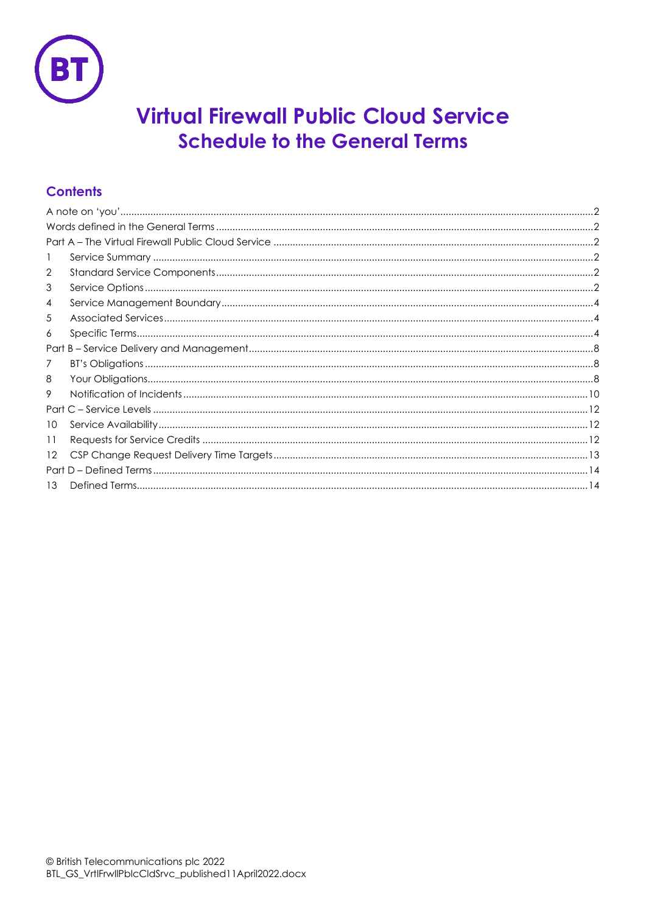# Virtual Firewall Public Cloud Service

## Schedule to the General Terms

### Contents

A note on 'you' ... 2
Words defined in the General Terms ... 2
Part A – The Virtual Firewall Public Cloud Service ... 2
1 Service Summary ... 2
2 Standard Service Components ... 2
3 Service Options ... 2
4 Service Management Boundary ... 4
5 Associated Services ... 4
6 Specific Terms ... 4
Part B – Service Delivery and Management ... 8
7 BT's Obligations ... 8
8 Your Obligations ... 8
9 Notification of Incidents ... 10
Part C – Service Levels ... 12
10 Service Availability ... 12
11 Requests for Service Credits ... 12
12 CSP Change Request Delivery Time Targets ... 13
Part D – Defined Terms ... 14
13 Defined Terms ... 14

© British Telecommunications plc 2022
BTL_GS_VrtlFrwllPblcCldSrvc_published11April2022.docx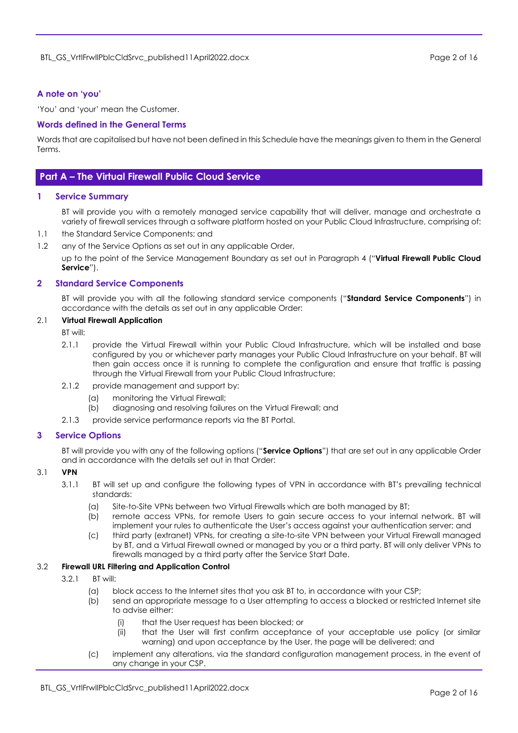### A note on 'you'

'You' and 'your' mean the Customer.

### Words defined in the General Terms

Words that are capitalised but have not been defined in this Schedule have the meanings given to them in the General Terms.

## Part A – The Virtual Firewall Public Cloud Service

### 1 Service Summary

BT will provide you with a remotely managed service capability that will deliver, manage and orchestrate a variety of firewall services through a software platform hosted on your Public Cloud Infrastructure, comprising of:

1.1 the Standard Service Components; and

1.2 any of the Service Options as set out in any applicable Order,

up to the point of the Service Management Boundary as set out in Paragraph 4 ("**Virtual Firewall Public Cloud Service**").

### 2 Standard Service Components

BT will provide you with all the following standard service components ("**Standard Service Components**") in accordance with the details as set out in any applicable Order:

2.1 **Virtual Firewall Application**

BT will:

2.1.1 provide the Virtual Firewall within your Public Cloud Infrastructure, which will be installed and base configured by you or whichever party manages your Public Cloud Infrastructure on your behalf. BT will then gain access once it is running to complete the configuration and ensure that traffic is passing through the Virtual Firewall from your Public Cloud Infrastructure;

2.1.2 provide management and support by:

(a) monitoring the Virtual Firewall;

(b) diagnosing and resolving failures on the Virtual Firewall; and

2.1.3 provide service performance reports via the BT Portal.

### 3 Service Options

BT will provide you with any of the following options ("**Service Options**") that are set out in any applicable Order and in accordance with the details set out in that Order:

3.1 **VPN**

3.1.1 BT will set up and configure the following types of VPN in accordance with BT's prevailing technical standards:

(a) Site-to-Site VPNs between two Virtual Firewalls which are both managed by BT;

(b) remote access VPNs, for remote Users to gain secure access to your internal network. BT will implement your rules to authenticate the User's access against your authentication server; and

(c) third party (extranet) VPNs, for creating a site-to-site VPN between your Virtual Firewall managed by BT, and a Virtual Firewall owned or managed by you or a third party. BT will only deliver VPNs to firewalls managed by a third party after the Service Start Date.

3.2 **Firewall URL Filtering and Application Control**

3.2.1 BT will:

(a) block access to the Internet sites that you ask BT to, in accordance with your CSP;

(b) send an appropriate message to a User attempting to access a blocked or restricted Internet site to advise either:

(i) that the User request has been blocked; or

(ii) that the User will first confirm acceptance of your acceptable use policy (or similar warning) and upon acceptance by the User, the page will be delivered; and

(c) implement any alterations, via the standard configuration management process, in the event of any change in your CSP.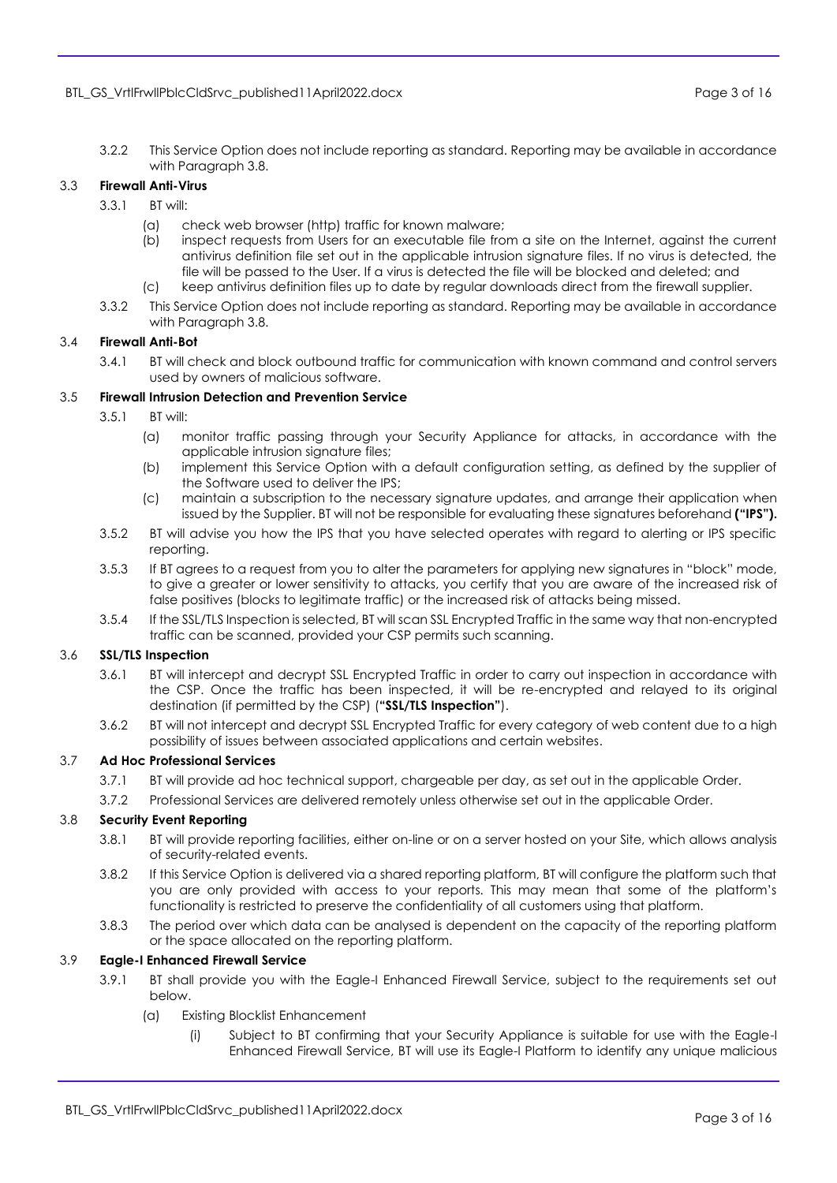3.2.2 This Service Option does not include reporting as standard. Reporting may be available in accordance with Paragraph 3.8.

### 3.3 Firewall Anti-Virus

3.3.1 BT will:

(a) check web browser (http) traffic for known malware;

(b) inspect requests from Users for an executable file from a site on the Internet, against the current antivirus definition file set out in the applicable intrusion signature files. If no virus is detected, the file will be passed to the User. If a virus is detected the file will be blocked and deleted; and

(c) keep antivirus definition files up to date by regular downloads direct from the firewall supplier.

3.3.2 This Service Option does not include reporting as standard. Reporting may be available in accordance with Paragraph 3.8.

### 3.4 Firewall Anti-Bot

3.4.1 BT will check and block outbound traffic for communication with known command and control servers used by owners of malicious software.

### 3.5 Firewall Intrusion Detection and Prevention Service

3.5.1 BT will:

(a) monitor traffic passing through your Security Appliance for attacks, in accordance with the applicable intrusion signature files;

(b) implement this Service Option with a default configuration setting, as defined by the supplier of the Software used to deliver the IPS;

(c) maintain a subscription to the necessary signature updates, and arrange their application when issued by the Supplier. BT will not be responsible for evaluating these signatures beforehand **("IPS").**

3.5.2 BT will advise you how the IPS that you have selected operates with regard to alerting or IPS specific reporting.

3.5.3 If BT agrees to a request from you to alter the parameters for applying new signatures in "block" mode, to give a greater or lower sensitivity to attacks, you certify that you are aware of the increased risk of false positives (blocks to legitimate traffic) or the increased risk of attacks being missed.

3.5.4 If the SSL/TLS Inspection is selected, BT will scan SSL Encrypted Traffic in the same way that non-encrypted traffic can be scanned, provided your CSP permits such scanning.

### 3.6 SSL/TLS Inspection

3.6.1 BT will intercept and decrypt SSL Encrypted Traffic in order to carry out inspection in accordance with the CSP. Once the traffic has been inspected, it will be re-encrypted and relayed to its original destination (if permitted by the CSP) (**"SSL/TLS Inspection"**).

3.6.2 BT will not intercept and decrypt SSL Encrypted Traffic for every category of web content due to a high possibility of issues between associated applications and certain websites.

### 3.7 Ad Hoc Professional Services

3.7.1 BT will provide ad hoc technical support, chargeable per day, as set out in the applicable Order.

3.7.2 Professional Services are delivered remotely unless otherwise set out in the applicable Order.

### 3.8 Security Event Reporting

3.8.1 BT will provide reporting facilities, either on-line or on a server hosted on your Site, which allows analysis of security-related events.

3.8.2 If this Service Option is delivered via a shared reporting platform, BT will configure the platform such that you are only provided with access to your reports. This may mean that some of the platform's functionality is restricted to preserve the confidentiality of all customers using that platform.

3.8.3 The period over which data can be analysed is dependent on the capacity of the reporting platform or the space allocated on the reporting platform.

### 3.9 Eagle-I Enhanced Firewall Service

3.9.1 BT shall provide you with the Eagle-I Enhanced Firewall Service, subject to the requirements set out below.

(a) Existing Blocklist Enhancement

(i) Subject to BT confirming that your Security Appliance is suitable for use with the Eagle-I Enhanced Firewall Service, BT will use its Eagle-I Platform to identify any unique malicious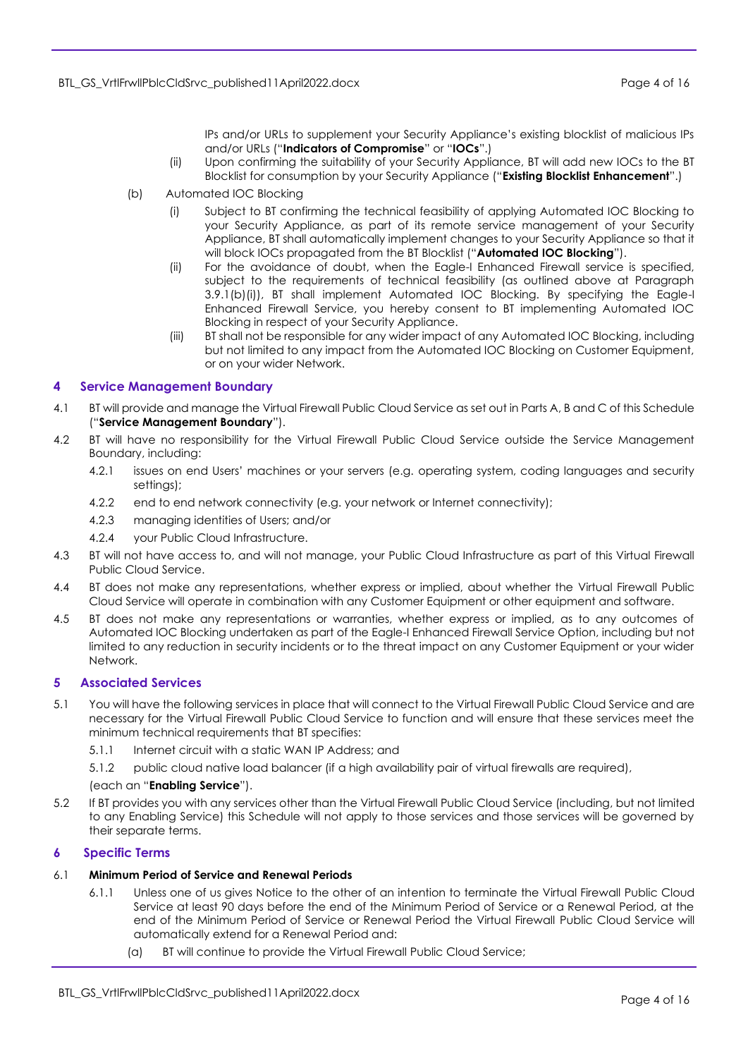IPs and/or URLs to supplement your Security Appliance's existing blocklist of malicious IPs and/or URLs ("**Indicators of Compromise**" or "**IOCs**".)

(ii) Upon confirming the suitability of your Security Appliance, BT will add new IOCs to the BT Blocklist for consumption by your Security Appliance ("**Existing Blocklist Enhancement**".)

(b) Automated IOC Blocking

(i) Subject to BT confirming the technical feasibility of applying Automated IOC Blocking to your Security Appliance, as part of its remote service management of your Security Appliance, BT shall automatically implement changes to your Security Appliance so that it will block IOCs propagated from the BT Blocklist ("**Automated IOC Blocking**").

(ii) For the avoidance of doubt, when the Eagle-I Enhanced Firewall service is specified, subject to the requirements of technical feasibility (as outlined above at Paragraph 3.9.1(b)(i)), BT shall implement Automated IOC Blocking. By specifying the Eagle-I Enhanced Firewall Service, you hereby consent to BT implementing Automated IOC Blocking in respect of your Security Appliance.

(iii) BT shall not be responsible for any wider impact of any Automated IOC Blocking, including but not limited to any impact from the Automated IOC Blocking on Customer Equipment, or on your wider Network.

## 4 Service Management Boundary

4.1 BT will provide and manage the Virtual Firewall Public Cloud Service as set out in Parts A, B and C of this Schedule ("**Service Management Boundary**").

4.2 BT will have no responsibility for the Virtual Firewall Public Cloud Service outside the Service Management Boundary, including:

4.2.1 issues on end Users' machines or your servers (e.g. operating system, coding languages and security settings);

4.2.2 end to end network connectivity (e.g. your network or Internet connectivity);

4.2.3 managing identities of Users; and/or

4.2.4 your Public Cloud Infrastructure.

4.3 BT will not have access to, and will not manage, your Public Cloud Infrastructure as part of this Virtual Firewall Public Cloud Service.

4.4 BT does not make any representations, whether express or implied, about whether the Virtual Firewall Public Cloud Service will operate in combination with any Customer Equipment or other equipment and software.

4.5 BT does not make any representations or warranties, whether express or implied, as to any outcomes of Automated IOC Blocking undertaken as part of the Eagle-I Enhanced Firewall Service Option, including but not limited to any reduction in security incidents or to the threat impact on any Customer Equipment or your wider Network.

## 5 Associated Services

5.1 You will have the following services in place that will connect to the Virtual Firewall Public Cloud Service and are necessary for the Virtual Firewall Public Cloud Service to function and will ensure that these services meet the minimum technical requirements that BT specifies:

5.1.1 Internet circuit with a static WAN IP Address; and

5.1.2 public cloud native load balancer (if a high availability pair of virtual firewalls are required),

(each an "**Enabling Service**").

5.2 If BT provides you with any services other than the Virtual Firewall Public Cloud Service (including, but not limited to any Enabling Service) this Schedule will not apply to those services and those services will be governed by their separate terms.

## 6 Specific Terms

### 6.1 Minimum Period of Service and Renewal Periods

6.1.1 Unless one of us gives Notice to the other of an intention to terminate the Virtual Firewall Public Cloud Service at least 90 days before the end of the Minimum Period of Service or a Renewal Period, at the end of the Minimum Period of Service or Renewal Period the Virtual Firewall Public Cloud Service will automatically extend for a Renewal Period and:

(a) BT will continue to provide the Virtual Firewall Public Cloud Service;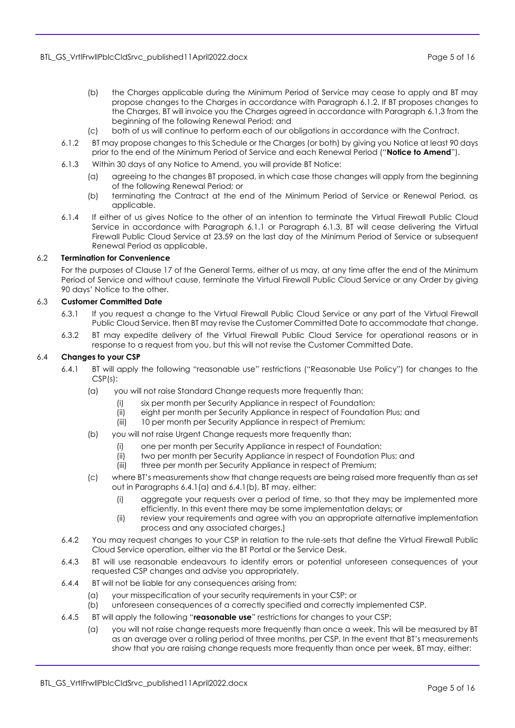(b) the Charges applicable during the Minimum Period of Service may cease to apply and BT may propose changes to the Charges in accordance with Paragraph 6.1.2. If BT proposes changes to the Charges, BT will invoice you the Charges agreed in accordance with Paragraph 6.1.3 from the beginning of the following Renewal Period; and

(c) both of us will continue to perform each of our obligations in accordance with the Contract.

6.1.2 BT may propose changes to this Schedule or the Charges (or both) by giving you Notice at least 90 days prior to the end of the Minimum Period of Service and each Renewal Period ("**Notice to Amend**").

6.1.3 Within 30 days of any Notice to Amend, you will provide BT Notice:

(a) agreeing to the changes BT proposed, in which case those changes will apply from the beginning of the following Renewal Period; or

(b) terminating the Contract at the end of the Minimum Period of Service or Renewal Period, as applicable.

6.1.4 If either of us gives Notice to the other of an intention to terminate the Virtual Firewall Public Cloud Service in accordance with Paragraph 6.1.1 or Paragraph 6.1.3, BT will cease delivering the Virtual Firewall Public Cloud Service at 23.59 on the last day of the Minimum Period of Service or subsequent Renewal Period as applicable.

### 6.2 Termination for Convenience

For the purposes of Clause 17 of the General Terms, either of us may, at any time after the end of the Minimum Period of Service and without cause, terminate the Virtual Firewall Public Cloud Service or any Order by giving 90 days' Notice to the other.

### 6.3 Customer Committed Date

6.3.1 If you request a change to the Virtual Firewall Public Cloud Service or any part of the Virtual Firewall Public Cloud Service, then BT may revise the Customer Committed Date to accommodate that change.

6.3.2 BT may expedite delivery of the Virtual Firewall Public Cloud Service for operational reasons or in response to a request from you, but this will not revise the Customer Committed Date.

### 6.4 Changes to your CSP

6.4.1 BT will apply the following "reasonable use" restrictions ("Reasonable Use Policy") for changes to the CSP(s):

(a) you will not raise Standard Change requests more frequently than:

(i) six per month per Security Appliance in respect of Foundation;

(ii) eight per month per Security Appliance in respect of Foundation Plus; and

(iii) 10 per month per Security Appliance in respect of Premium;

(b) you will not raise Urgent Change requests more frequently than:

(i) one per month per Security Appliance in respect of Foundation;

(ii) two per month per Security Appliance in respect of Foundation Plus; and

(iii) three per month per Security Appliance in respect of Premium;

(c) where BT's measurements show that change requests are being raised more frequently than as set out in Paragraphs 6.4.1(a) and 6.4.1(b), BT may, either:

(i) aggregate your requests over a period of time, so that they may be implemented more efficiently. In this event there may be some implementation delays; or

(ii) review your requirements and agree with you an appropriate alternative implementation process and any associated charges.]

6.4.2 You may request changes to your CSP in relation to the rule-sets that define the Virtual Firewall Public Cloud Service operation, either via the BT Portal or the Service Desk.

6.4.3 BT will use reasonable endeavours to identify errors or potential unforeseen consequences of your requested CSP changes and advise you appropriately.

6.4.4 BT will not be liable for any consequences arising from:

(a) your misspecification of your security requirements in your CSP; or

(b) unforeseen consequences of a correctly specified and correctly implemented CSP.

6.4.5 BT will apply the following "**reasonable use**" restrictions for changes to your CSP:

(a) you will not raise change requests more frequently than once a week. This will be measured by BT as an average over a rolling period of three months, per CSP. In the event that BT's measurements show that you are raising change requests more frequently than once per week, BT may, either: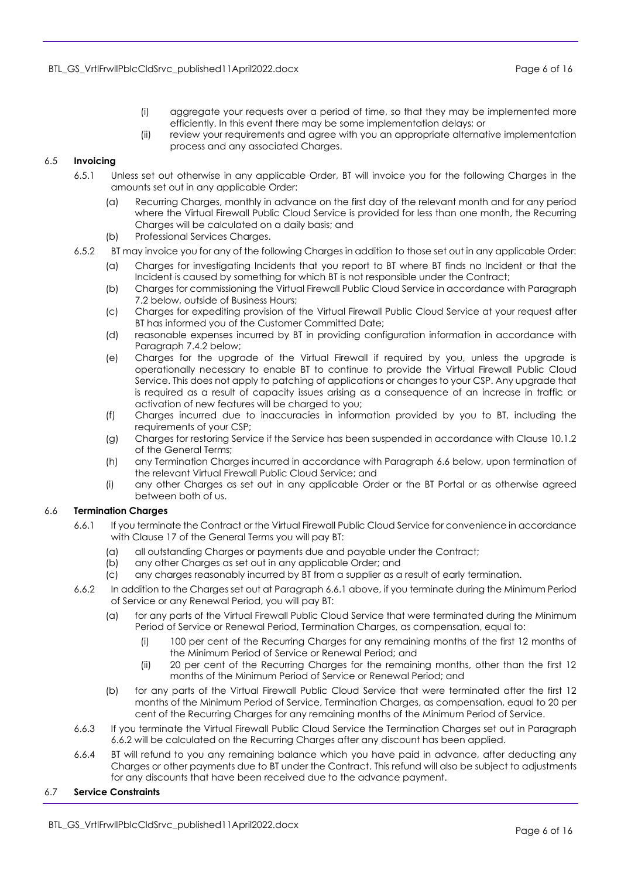(i) aggregate your requests over a period of time, so that they may be implemented more efficiently. In this event there may be some implementation delays; or

(ii) review your requirements and agree with you an appropriate alternative implementation process and any associated Charges.

6.5 **Invoicing**

6.5.1 Unless set out otherwise in any applicable Order, BT will invoice you for the following Charges in the amounts set out in any applicable Order:

(a) Recurring Charges, monthly in advance on the first day of the relevant month and for any period where the Virtual Firewall Public Cloud Service is provided for less than one month, the Recurring Charges will be calculated on a daily basis; and

(b) Professional Services Charges.

6.5.2 BT may invoice you for any of the following Charges in addition to those set out in any applicable Order:

(a) Charges for investigating Incidents that you report to BT where BT finds no Incident or that the Incident is caused by something for which BT is not responsible under the Contract;

(b) Charges for commissioning the Virtual Firewall Public Cloud Service in accordance with Paragraph 7.2 below, outside of Business Hours;

(c) Charges for expediting provision of the Virtual Firewall Public Cloud Service at your request after BT has informed you of the Customer Committed Date;

(d) reasonable expenses incurred by BT in providing configuration information in accordance with Paragraph 7.4.2 below;

(e) Charges for the upgrade of the Virtual Firewall if required by you, unless the upgrade is operationally necessary to enable BT to continue to provide the Virtual Firewall Public Cloud Service. This does not apply to patching of applications or changes to your CSP. Any upgrade that is required as a result of capacity issues arising as a consequence of an increase in traffic or activation of new features will be charged to you;

(f) Charges incurred due to inaccuracies in information provided by you to BT, including the requirements of your CSP;

(g) Charges for restoring Service if the Service has been suspended in accordance with Clause 10.1.2 of the General Terms;

(h) any Termination Charges incurred in accordance with Paragraph 6.6 below, upon termination of the relevant Virtual Firewall Public Cloud Service; and

(i) any other Charges as set out in any applicable Order or the BT Portal or as otherwise agreed between both of us.

6.6 **Termination Charges**

6.6.1 If you terminate the Contract or the Virtual Firewall Public Cloud Service for convenience in accordance with Clause 17 of the General Terms you will pay BT:

(a) all outstanding Charges or payments due and payable under the Contract;

(b) any other Charges as set out in any applicable Order; and

(c) any charges reasonably incurred by BT from a supplier as a result of early termination.

6.6.2 In addition to the Charges set out at Paragraph 6.6.1 above, if you terminate during the Minimum Period of Service or any Renewal Period, you will pay BT:

(a) for any parts of the Virtual Firewall Public Cloud Service that were terminated during the Minimum Period of Service or Renewal Period, Termination Charges, as compensation, equal to:

(i) 100 per cent of the Recurring Charges for any remaining months of the first 12 months of the Minimum Period of Service or Renewal Period; and

(ii) 20 per cent of the Recurring Charges for the remaining months, other than the first 12 months of the Minimum Period of Service or Renewal Period; and

(b) for any parts of the Virtual Firewall Public Cloud Service that were terminated after the first 12 months of the Minimum Period of Service, Termination Charges, as compensation, equal to 20 per cent of the Recurring Charges for any remaining months of the Minimum Period of Service.

6.6.3 If you terminate the Virtual Firewall Public Cloud Service the Termination Charges set out in Paragraph 6.6.2 will be calculated on the Recurring Charges after any discount has been applied.

6.6.4 BT will refund to you any remaining balance which you have paid in advance, after deducting any Charges or other payments due to BT under the Contract. This refund will also be subject to adjustments for any discounts that have been received due to the advance payment.

6.7 **Service Constraints**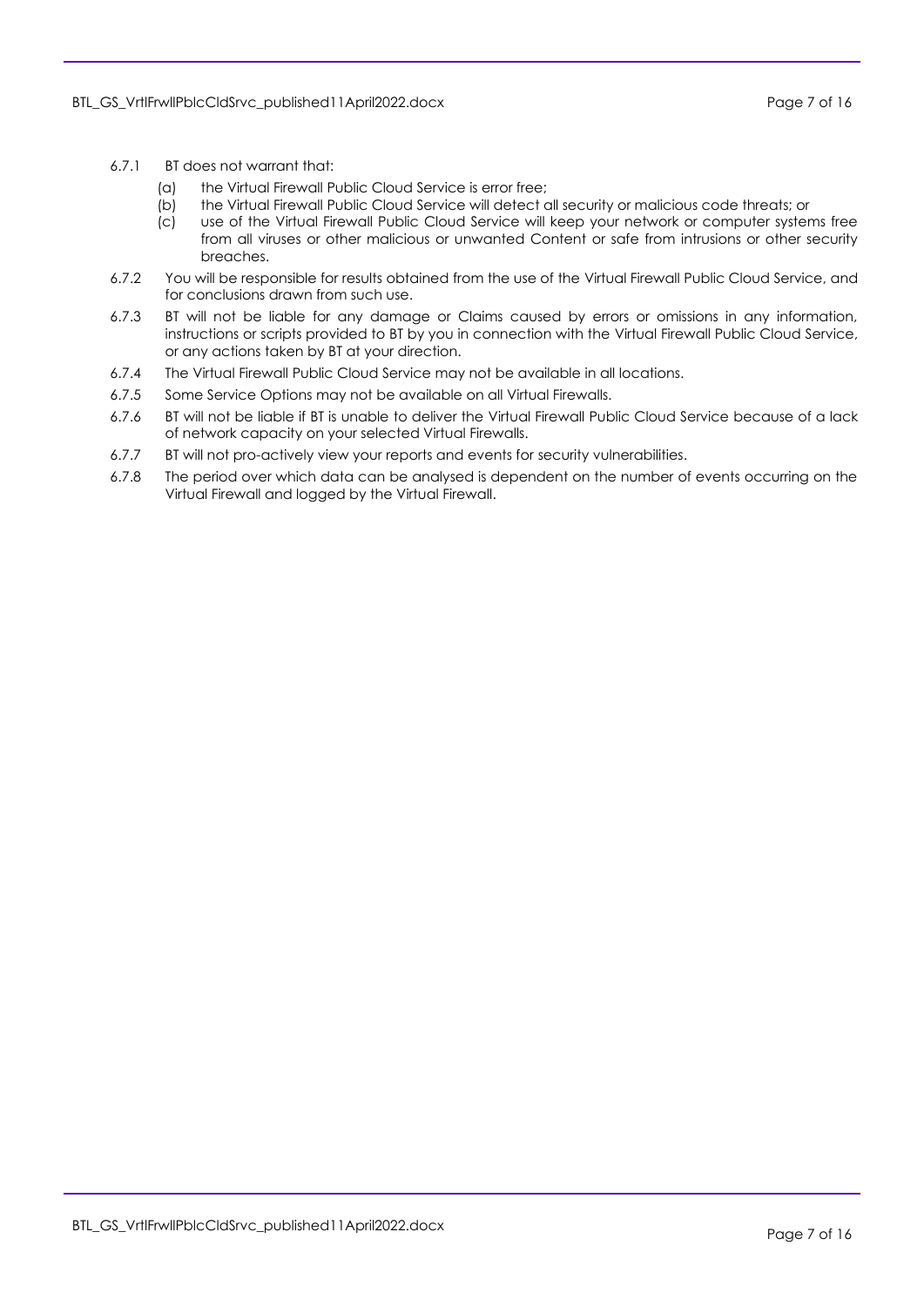6.7.1 BT does not warrant that:

(a) the Virtual Firewall Public Cloud Service is error free;

(b) the Virtual Firewall Public Cloud Service will detect all security or malicious code threats; or

(c) use of the Virtual Firewall Public Cloud Service will keep your network or computer systems free from all viruses or other malicious or unwanted Content or safe from intrusions or other security breaches.

6.7.2 You will be responsible for results obtained from the use of the Virtual Firewall Public Cloud Service, and for conclusions drawn from such use.

6.7.3 BT will not be liable for any damage or Claims caused by errors or omissions in any information, instructions or scripts provided to BT by you in connection with the Virtual Firewall Public Cloud Service, or any actions taken by BT at your direction.

6.7.4 The Virtual Firewall Public Cloud Service may not be available in all locations.

6.7.5 Some Service Options may not be available on all Virtual Firewalls.

6.7.6 BT will not be liable if BT is unable to deliver the Virtual Firewall Public Cloud Service because of a lack of network capacity on your selected Virtual Firewalls.

6.7.7 BT will not pro-actively view your reports and events for security vulnerabilities.

6.7.8 The period over which data can be analysed is dependent on the number of events occurring on the Virtual Firewall and logged by the Virtual Firewall.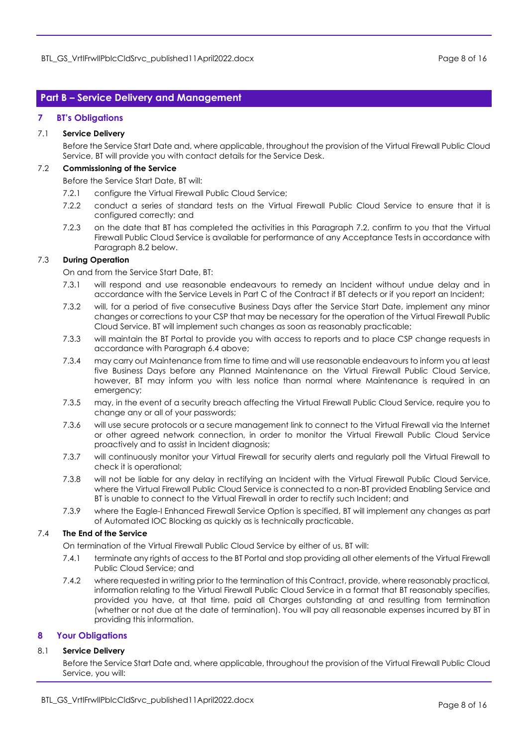## Part B – Service Delivery and Management

### 7 BT's Obligations

7.1 **Service Delivery**

Before the Service Start Date and, where applicable, throughout the provision of the Virtual Firewall Public Cloud Service, BT will provide you with contact details for the Service Desk.

7.2 **Commissioning of the Service**

Before the Service Start Date, BT will:

7.2.1 configure the Virtual Firewall Public Cloud Service;

7.2.2 conduct a series of standard tests on the Virtual Firewall Public Cloud Service to ensure that it is configured correctly; and

7.2.3 on the date that BT has completed the activities in this Paragraph 7.2, confirm to you that the Virtual Firewall Public Cloud Service is available for performance of any Acceptance Tests in accordance with Paragraph 8.2 below.

7.3 **During Operation**

On and from the Service Start Date, BT:

7.3.1 will respond and use reasonable endeavours to remedy an Incident without undue delay and in accordance with the Service Levels in Part C of the Contract if BT detects or if you report an Incident;

7.3.2 will, for a period of five consecutive Business Days after the Service Start Date, implement any minor changes or corrections to your CSP that may be necessary for the operation of the Virtual Firewall Public Cloud Service. BT will implement such changes as soon as reasonably practicable;

7.3.3 will maintain the BT Portal to provide you with access to reports and to place CSP change requests in accordance with Paragraph 6.4 above;

7.3.4 may carry out Maintenance from time to time and will use reasonable endeavours to inform you at least five Business Days before any Planned Maintenance on the Virtual Firewall Public Cloud Service, however, BT may inform you with less notice than normal where Maintenance is required in an emergency;

7.3.5 may, in the event of a security breach affecting the Virtual Firewall Public Cloud Service, require you to change any or all of your passwords;

7.3.6 will use secure protocols or a secure management link to connect to the Virtual Firewall via the Internet or other agreed network connection, in order to monitor the Virtual Firewall Public Cloud Service proactively and to assist in Incident diagnosis;

7.3.7 will continuously monitor your Virtual Firewall for security alerts and regularly poll the Virtual Firewall to check it is operational;

7.3.8 will not be liable for any delay in rectifying an Incident with the Virtual Firewall Public Cloud Service, where the Virtual Firewall Public Cloud Service is connected to a non-BT provided Enabling Service and BT is unable to connect to the Virtual Firewall in order to rectify such Incident; and

7.3.9 where the Eagle-I Enhanced Firewall Service Option is specified, BT will implement any changes as part of Automated IOC Blocking as quickly as is technically practicable.

7.4 **The End of the Service**

On termination of the Virtual Firewall Public Cloud Service by either of us, BT will:

7.4.1 terminate any rights of access to the BT Portal and stop providing all other elements of the Virtual Firewall Public Cloud Service; and

7.4.2 where requested in writing prior to the termination of this Contract, provide, where reasonably practical, information relating to the Virtual Firewall Public Cloud Service in a format that BT reasonably specifies, provided you have, at that time, paid all Charges outstanding at and resulting from termination (whether or not due at the date of termination). You will pay all reasonable expenses incurred by BT in providing this information.

### 8 Your Obligations

8.1 **Service Delivery**

Before the Service Start Date and, where applicable, throughout the provision of the Virtual Firewall Public Cloud Service, you will: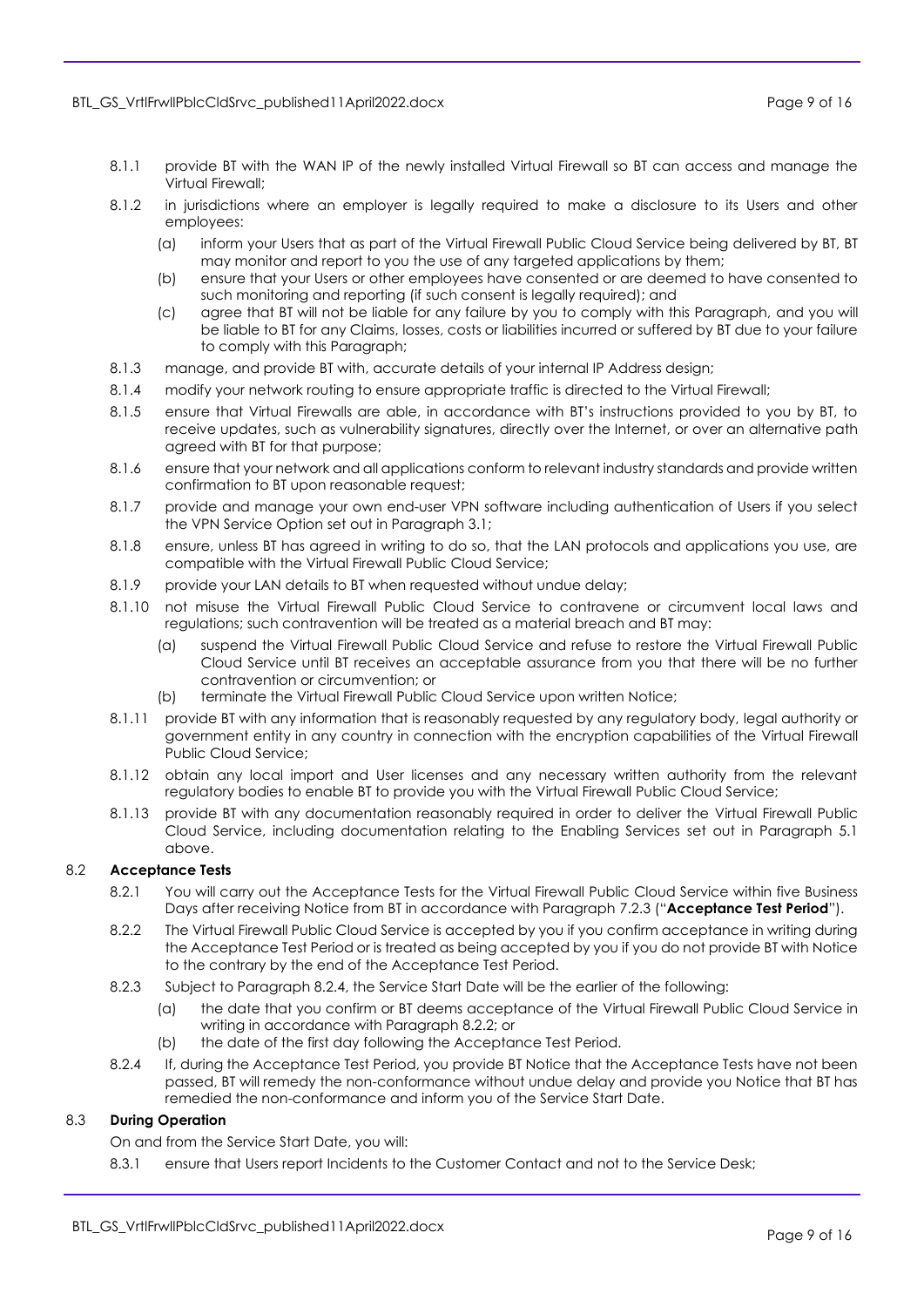8.1.1 provide BT with the WAN IP of the newly installed Virtual Firewall so BT can access and manage the Virtual Firewall;

8.1.2 in jurisdictions where an employer is legally required to make a disclosure to its Users and other employees:

(a) inform your Users that as part of the Virtual Firewall Public Cloud Service being delivered by BT, BT may monitor and report to you the use of any targeted applications by them;

(b) ensure that your Users or other employees have consented or are deemed to have consented to such monitoring and reporting (if such consent is legally required); and

(c) agree that BT will not be liable for any failure by you to comply with this Paragraph, and you will be liable to BT for any Claims, losses, costs or liabilities incurred or suffered by BT due to your failure to comply with this Paragraph;

8.1.3 manage, and provide BT with, accurate details of your internal IP Address design;

8.1.4 modify your network routing to ensure appropriate traffic is directed to the Virtual Firewall;

8.1.5 ensure that Virtual Firewalls are able, in accordance with BT's instructions provided to you by BT, to receive updates, such as vulnerability signatures, directly over the Internet, or over an alternative path agreed with BT for that purpose;

8.1.6 ensure that your network and all applications conform to relevant industry standards and provide written confirmation to BT upon reasonable request;

8.1.7 provide and manage your own end-user VPN software including authentication of Users if you select the VPN Service Option set out in Paragraph 3.1;

8.1.8 ensure, unless BT has agreed in writing to do so, that the LAN protocols and applications you use, are compatible with the Virtual Firewall Public Cloud Service;

8.1.9 provide your LAN details to BT when requested without undue delay;

8.1.10 not misuse the Virtual Firewall Public Cloud Service to contravene or circumvent local laws and regulations; such contravention will be treated as a material breach and BT may:

(a) suspend the Virtual Firewall Public Cloud Service and refuse to restore the Virtual Firewall Public Cloud Service until BT receives an acceptable assurance from you that there will be no further contravention or circumvention; or

(b) terminate the Virtual Firewall Public Cloud Service upon written Notice;

8.1.11 provide BT with any information that is reasonably requested by any regulatory body, legal authority or government entity in any country in connection with the encryption capabilities of the Virtual Firewall Public Cloud Service;

8.1.12 obtain any local import and User licenses and any necessary written authority from the relevant regulatory bodies to enable BT to provide you with the Virtual Firewall Public Cloud Service;

8.1.13 provide BT with any documentation reasonably required in order to deliver the Virtual Firewall Public Cloud Service, including documentation relating to the Enabling Services set out in Paragraph 5.1 above.

## 8.2 Acceptance Tests

8.2.1 You will carry out the Acceptance Tests for the Virtual Firewall Public Cloud Service within five Business Days after receiving Notice from BT in accordance with Paragraph 7.2.3 ("**Acceptance Test Period**").

8.2.2 The Virtual Firewall Public Cloud Service is accepted by you if you confirm acceptance in writing during the Acceptance Test Period or is treated as being accepted by you if you do not provide BT with Notice to the contrary by the end of the Acceptance Test Period.

8.2.3 Subject to Paragraph 8.2.4, the Service Start Date will be the earlier of the following:

(a) the date that you confirm or BT deems acceptance of the Virtual Firewall Public Cloud Service in writing in accordance with Paragraph 8.2.2; or

(b) the date of the first day following the Acceptance Test Period.

8.2.4 If, during the Acceptance Test Period, you provide BT Notice that the Acceptance Tests have not been passed, BT will remedy the non-conformance without undue delay and provide you Notice that BT has remedied the non-conformance and inform you of the Service Start Date.

## 8.3 During Operation

On and from the Service Start Date, you will:

8.3.1 ensure that Users report Incidents to the Customer Contact and not to the Service Desk;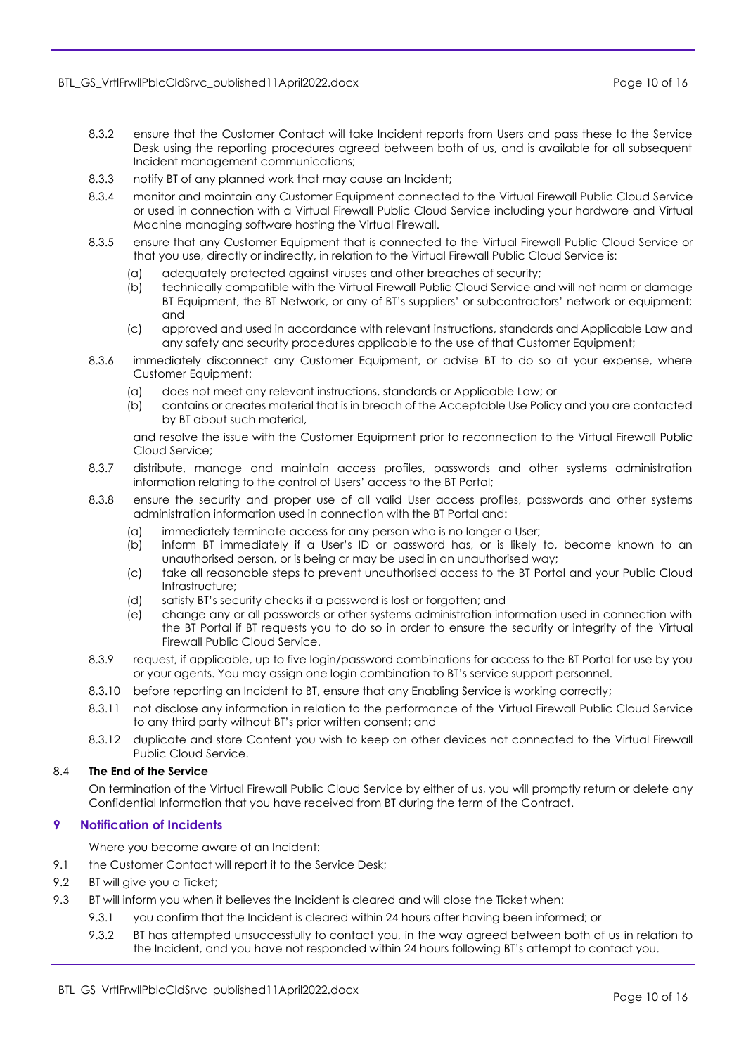8.3.2 ensure that the Customer Contact will take Incident reports from Users and pass these to the Service Desk using the reporting procedures agreed between both of us, and is available for all subsequent Incident management communications;

8.3.3 notify BT of any planned work that may cause an Incident;

8.3.4 monitor and maintain any Customer Equipment connected to the Virtual Firewall Public Cloud Service or used in connection with a Virtual Firewall Public Cloud Service including your hardware and Virtual Machine managing software hosting the Virtual Firewall.

8.3.5 ensure that any Customer Equipment that is connected to the Virtual Firewall Public Cloud Service or that you use, directly or indirectly, in relation to the Virtual Firewall Public Cloud Service is:

(a) adequately protected against viruses and other breaches of security;

(b) technically compatible with the Virtual Firewall Public Cloud Service and will not harm or damage BT Equipment, the BT Network, or any of BT's suppliers' or subcontractors' network or equipment; and

(c) approved and used in accordance with relevant instructions, standards and Applicable Law and any safety and security procedures applicable to the use of that Customer Equipment;

8.3.6 immediately disconnect any Customer Equipment, or advise BT to do so at your expense, where Customer Equipment:

(a) does not meet any relevant instructions, standards or Applicable Law; or

(b) contains or creates material that is in breach of the Acceptable Use Policy and you are contacted by BT about such material,

and resolve the issue with the Customer Equipment prior to reconnection to the Virtual Firewall Public Cloud Service;

8.3.7 distribute, manage and maintain access profiles, passwords and other systems administration information relating to the control of Users' access to the BT Portal;

8.3.8 ensure the security and proper use of all valid User access profiles, passwords and other systems administration information used in connection with the BT Portal and:

(a) immediately terminate access for any person who is no longer a User;

(b) inform BT immediately if a User's ID or password has, or is likely to, become known to an unauthorised person, or is being or may be used in an unauthorised way;

(c) take all reasonable steps to prevent unauthorised access to the BT Portal and your Public Cloud Infrastructure;

(d) satisfy BT's security checks if a password is lost or forgotten; and

(e) change any or all passwords or other systems administration information used in connection with the BT Portal if BT requests you to do so in order to ensure the security or integrity of the Virtual Firewall Public Cloud Service.

8.3.9 request, if applicable, up to five login/password combinations for access to the BT Portal for use by you or your agents. You may assign one login combination to BT's service support personnel.

8.3.10 before reporting an Incident to BT, ensure that any Enabling Service is working correctly;

8.3.11 not disclose any information in relation to the performance of the Virtual Firewall Public Cloud Service to any third party without BT's prior written consent; and

8.3.12 duplicate and store Content you wish to keep on other devices not connected to the Virtual Firewall Public Cloud Service.

### 8.4 The End of the Service

On termination of the Virtual Firewall Public Cloud Service by either of us, you will promptly return or delete any Confidential Information that you have received from BT during the term of the Contract.

## 9 Notification of Incidents

Where you become aware of an Incident:

9.1 the Customer Contact will report it to the Service Desk;

9.2 BT will give you a Ticket;

9.3 BT will inform you when it believes the Incident is cleared and will close the Ticket when:

9.3.1 you confirm that the Incident is cleared within 24 hours after having been informed; or

9.3.2 BT has attempted unsuccessfully to contact you, in the way agreed between both of us in relation to the Incident, and you have not responded within 24 hours following BT's attempt to contact you.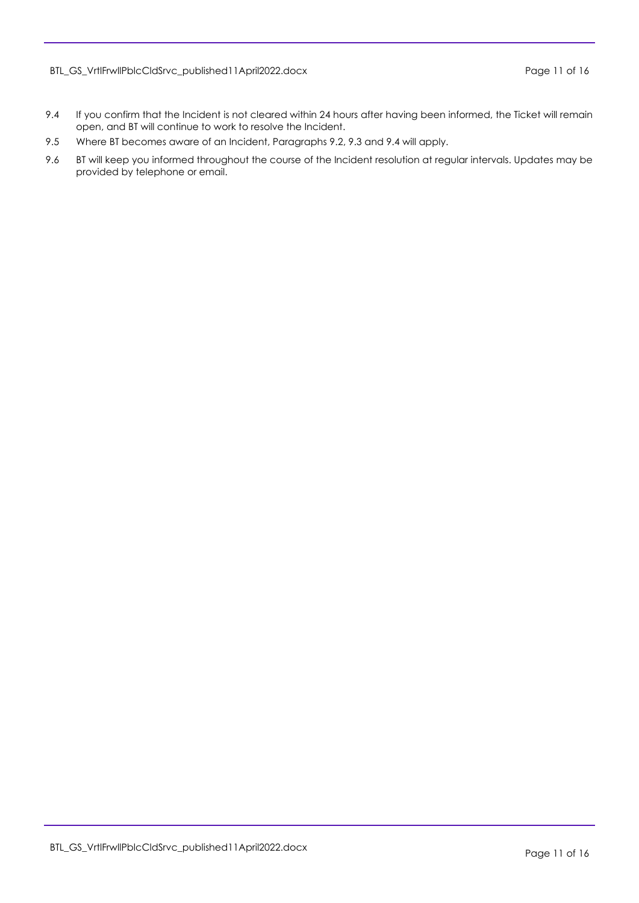9.4 If you confirm that the Incident is not cleared within 24 hours after having been informed, the Ticket will remain open, and BT will continue to work to resolve the Incident.

9.5 Where BT becomes aware of an Incident, Paragraphs 9.2, 9.3 and 9.4 will apply.

9.6 BT will keep you informed throughout the course of the Incident resolution at regular intervals. Updates may be provided by telephone or email.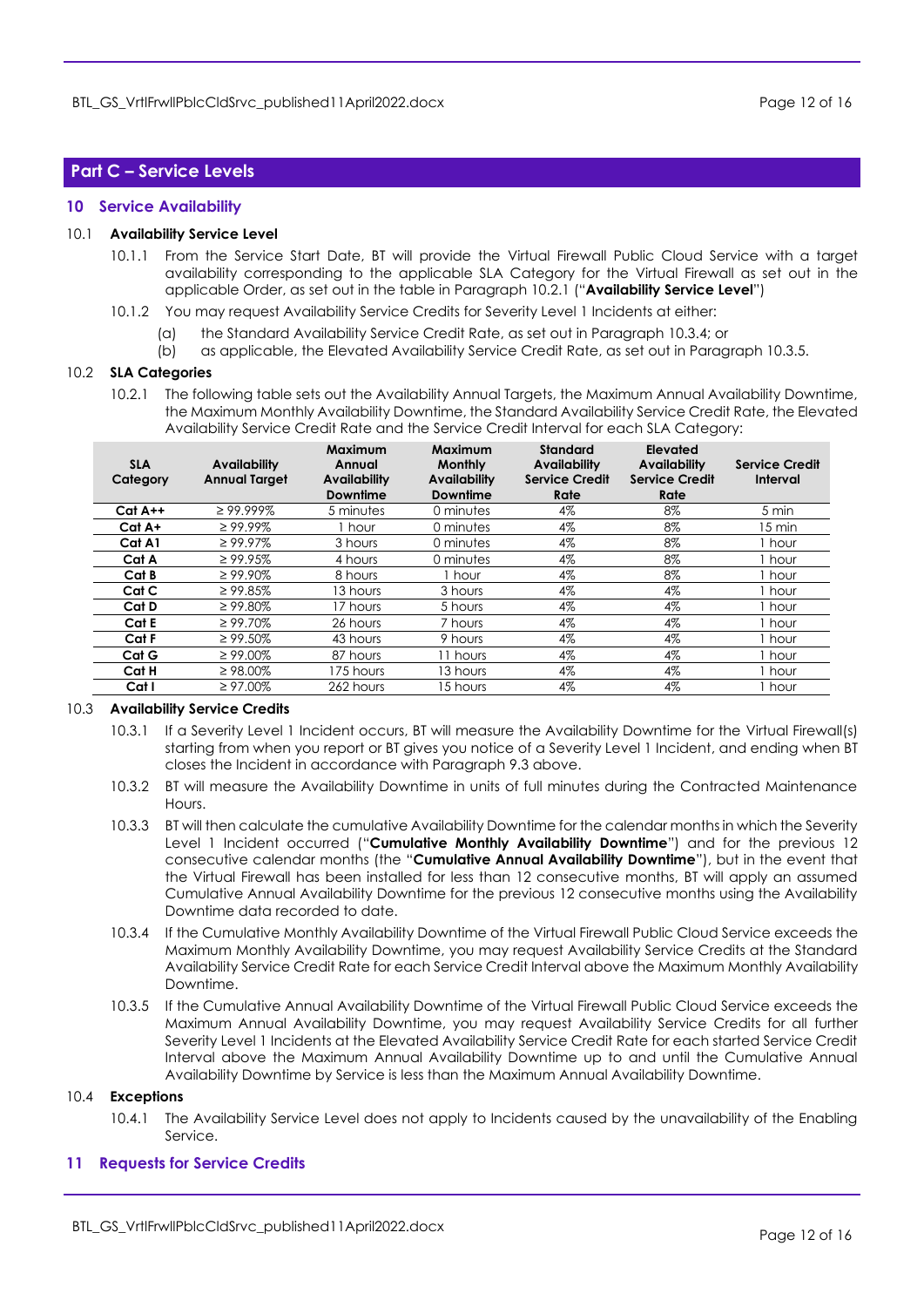## Part C – Service Levels

### 10 Service Availability

#### 10.1 Availability Service Level

10.1.1 From the Service Start Date, BT will provide the Virtual Firewall Public Cloud Service with a target availability corresponding to the applicable SLA Category for the Virtual Firewall as set out in the applicable Order, as set out in the table in Paragraph 10.2.1 ("**Availability Service Level**")

10.1.2 You may request Availability Service Credits for Severity Level 1 Incidents at either:

(a) the Standard Availability Service Credit Rate, as set out in Paragraph 10.3.4; or

(b) as applicable, the Elevated Availability Service Credit Rate, as set out in Paragraph 10.3.5.

#### 10.2 SLA Categories

10.2.1 The following table sets out the Availability Annual Targets, the Maximum Annual Availability Downtime, the Maximum Monthly Availability Downtime, the Standard Availability Service Credit Rate, the Elevated Availability Service Credit Rate and the Service Credit Interval for each SLA Category:

| SLA Category | Availability Annual Target | Maximum Annual Availability Downtime | Maximum Monthly Availability Downtime | Standard Availability Service Credit Rate | Elevated Availability Service Credit Rate | Service Credit Interval |
|---|---|---|---|---|---|---|
| **Cat A++** | ≥ 99.999% | 5 minutes | 0 minutes | 4% | 8% | 5 min |
| **Cat A+** | ≥ 99.99% | 1 hour | 0 minutes | 4% | 8% | 15 min |
| **Cat A1** | ≥ 99.97% | 3 hours | 0 minutes | 4% | 8% | 1 hour |
| **Cat A** | ≥ 99.95% | 4 hours | 0 minutes | 4% | 8% | 1 hour |
| **Cat B** | ≥ 99.90% | 8 hours | 1 hour | 4% | 8% | 1 hour |
| **Cat C** | ≥ 99.85% | 13 hours | 3 hours | 4% | 4% | 1 hour |
| **Cat D** | ≥ 99.80% | 17 hours | 5 hours | 4% | 4% | 1 hour |
| **Cat E** | ≥ 99.70% | 26 hours | 7 hours | 4% | 4% | 1 hour |
| **Cat F** | ≥ 99.50% | 43 hours | 9 hours | 4% | 4% | 1 hour |
| **Cat G** | ≥ 99.00% | 87 hours | 11 hours | 4% | 4% | 1 hour |
| **Cat H** | ≥ 98.00% | 175 hours | 13 hours | 4% | 4% | 1 hour |
| **Cat I** | ≥ 97.00% | 262 hours | 15 hours | 4% | 4% | 1 hour |

#### 10.3 Availability Service Credits

10.3.1 If a Severity Level 1 Incident occurs, BT will measure the Availability Downtime for the Virtual Firewall(s) starting from when you report or BT gives you notice of a Severity Level 1 Incident, and ending when BT closes the Incident in accordance with Paragraph 9.3 above.

10.3.2 BT will measure the Availability Downtime in units of full minutes during the Contracted Maintenance Hours.

10.3.3 BT will then calculate the cumulative Availability Downtime for the calendar months in which the Severity Level 1 Incident occurred ("**Cumulative Monthly Availability Downtime**") and for the previous 12 consecutive calendar months (the "**Cumulative Annual Availability Downtime**"), but in the event that the Virtual Firewall has been installed for less than 12 consecutive months, BT will apply an assumed Cumulative Annual Availability Downtime for the previous 12 consecutive months using the Availability Downtime data recorded to date.

10.3.4 If the Cumulative Monthly Availability Downtime of the Virtual Firewall Public Cloud Service exceeds the Maximum Monthly Availability Downtime, you may request Availability Service Credits at the Standard Availability Service Credit Rate for each Service Credit Interval above the Maximum Monthly Availability Downtime.

10.3.5 If the Cumulative Annual Availability Downtime of the Virtual Firewall Public Cloud Service exceeds the Maximum Annual Availability Downtime, you may request Availability Service Credits for all further Severity Level 1 Incidents at the Elevated Availability Service Credit Rate for each started Service Credit Interval above the Maximum Annual Availability Downtime up to and until the Cumulative Annual Availability Downtime by Service is less than the Maximum Annual Availability Downtime.

#### 10.4 Exceptions

10.4.1 The Availability Service Level does not apply to Incidents caused by the unavailability of the Enabling Service.

### 11 Requests for Service Credits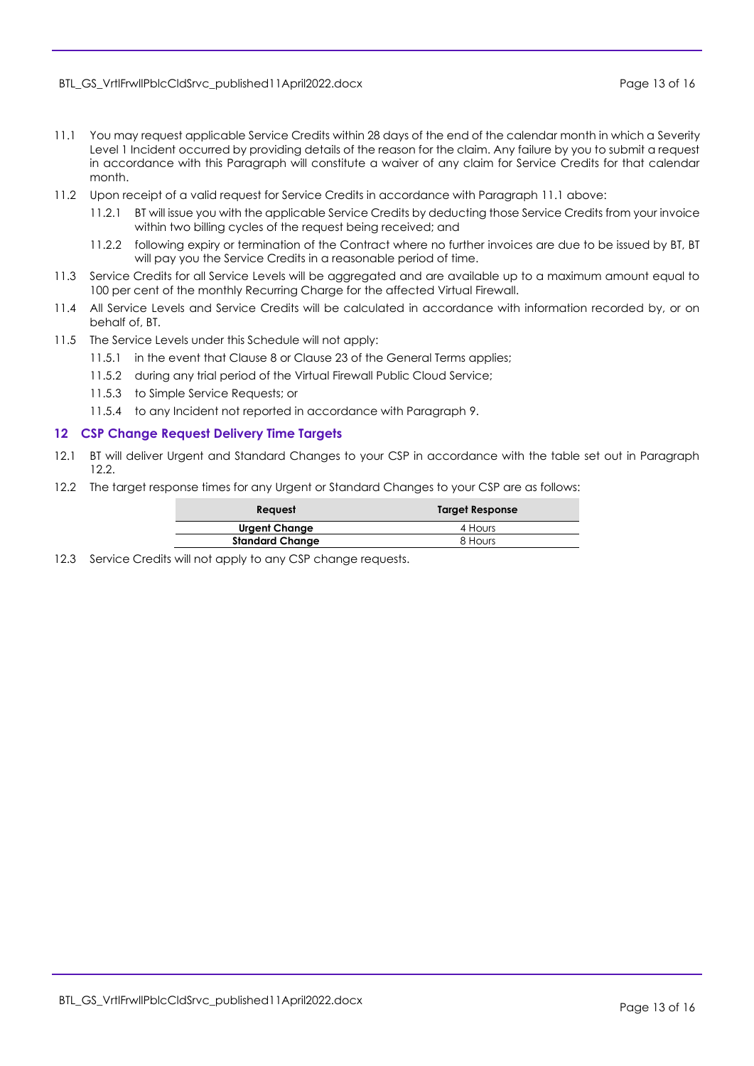11.1 You may request applicable Service Credits within 28 days of the end of the calendar month in which a Severity Level 1 Incident occurred by providing details of the reason for the claim. Any failure by you to submit a request in accordance with this Paragraph will constitute a waiver of any claim for Service Credits for that calendar month.

11.2 Upon receipt of a valid request for Service Credits in accordance with Paragraph 11.1 above:

11.2.1 BT will issue you with the applicable Service Credits by deducting those Service Credits from your invoice within two billing cycles of the request being received; and

11.2.2 following expiry or termination of the Contract where no further invoices are due to be issued by BT, BT will pay you the Service Credits in a reasonable period of time.

11.3 Service Credits for all Service Levels will be aggregated and are available up to a maximum amount equal to 100 per cent of the monthly Recurring Charge for the affected Virtual Firewall.

11.4 All Service Levels and Service Credits will be calculated in accordance with information recorded by, or on behalf of, BT.

11.5 The Service Levels under this Schedule will not apply:

11.5.1 in the event that Clause 8 or Clause 23 of the General Terms applies;

11.5.2 during any trial period of the Virtual Firewall Public Cloud Service;

11.5.3 to Simple Service Requests; or

11.5.4 to any Incident not reported in accordance with Paragraph 9.

## 12 CSP Change Request Delivery Time Targets

12.1 BT will deliver Urgent and Standard Changes to your CSP in accordance with the table set out in Paragraph 12.2.

12.2 The target response times for any Urgent or Standard Changes to your CSP are as follows:

| Request | Target Response |
|---|---|
| **Urgent Change** | 4 Hours |
| **Standard Change** | 8 Hours |

12.3 Service Credits will not apply to any CSP change requests.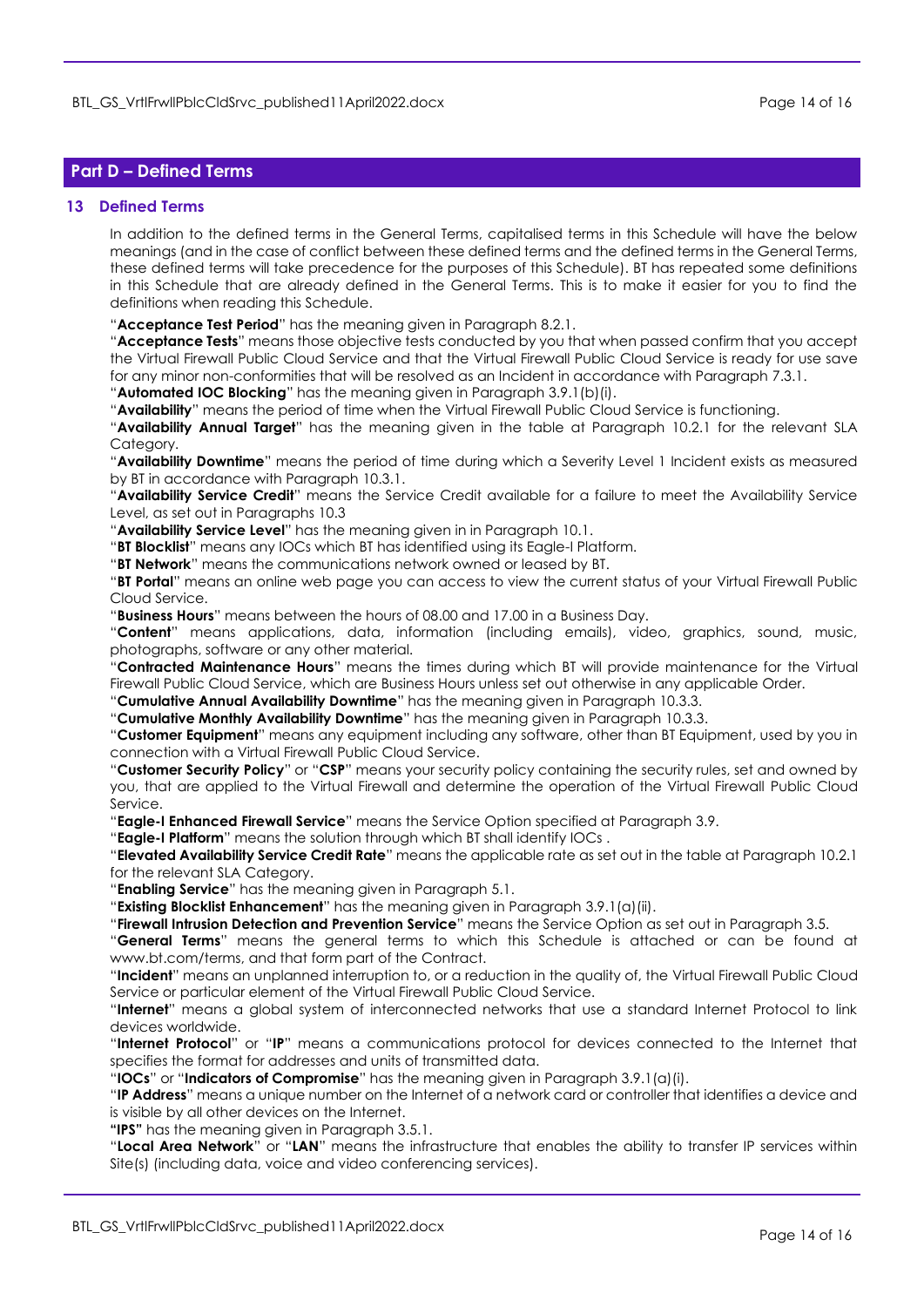## Part D – Defined Terms

### 13 Defined Terms

In addition to the defined terms in the General Terms, capitalised terms in this Schedule will have the below meanings (and in the case of conflict between these defined terms and the defined terms in the General Terms, these defined terms will take precedence for the purposes of this Schedule). BT has repeated some definitions in this Schedule that are already defined in the General Terms. This is to make it easier for you to find the definitions when reading this Schedule.

"**Acceptance Test Period**" has the meaning given in Paragraph 8.2.1.

"**Acceptance Tests**" means those objective tests conducted by you that when passed confirm that you accept the Virtual Firewall Public Cloud Service and that the Virtual Firewall Public Cloud Service is ready for use save for any minor non-conformities that will be resolved as an Incident in accordance with Paragraph 7.3.1.

"**Automated IOC Blocking**" has the meaning given in Paragraph 3.9.1(b)(i).

"**Availability**" means the period of time when the Virtual Firewall Public Cloud Service is functioning.

"**Availability Annual Target**" has the meaning given in the table at Paragraph 10.2.1 for the relevant SLA Category.

"**Availability Downtime**" means the period of time during which a Severity Level 1 Incident exists as measured by BT in accordance with Paragraph 10.3.1.

"**Availability Service Credit**" means the Service Credit available for a failure to meet the Availability Service Level, as set out in Paragraphs 10.3

"**Availability Service Level**" has the meaning given in in Paragraph 10.1.

"**BT Blocklist**" means any IOCs which BT has identified using its Eagle-I Platform.

"**BT Network**" means the communications network owned or leased by BT.

"**BT Portal**" means an online web page you can access to view the current status of your Virtual Firewall Public Cloud Service.

"**Business Hours**" means between the hours of 08.00 and 17.00 in a Business Day.

"**Content**" means applications, data, information (including emails), video, graphics, sound, music, photographs, software or any other material.

"**Contracted Maintenance Hours**" means the times during which BT will provide maintenance for the Virtual Firewall Public Cloud Service, which are Business Hours unless set out otherwise in any applicable Order.

"**Cumulative Annual Availability Downtime**" has the meaning given in Paragraph 10.3.3.

"**Cumulative Monthly Availability Downtime**" has the meaning given in Paragraph 10.3.3.

"**Customer Equipment**" means any equipment including any software, other than BT Equipment, used by you in connection with a Virtual Firewall Public Cloud Service.

"**Customer Security Policy**" or "**CSP**" means your security policy containing the security rules, set and owned by you, that are applied to the Virtual Firewall and determine the operation of the Virtual Firewall Public Cloud Service.

"**Eagle-I Enhanced Firewall Service**" means the Service Option specified at Paragraph 3.9.

"**Eagle-I Platform**" means the solution through which BT shall identify IOCs .

"**Elevated Availability Service Credit Rate**" means the applicable rate as set out in the table at Paragraph 10.2.1 for the relevant SLA Category.

"**Enabling Service**" has the meaning given in Paragraph 5.1.

"**Existing Blocklist Enhancement**" has the meaning given in Paragraph 3.9.1(a)(ii).

"**Firewall Intrusion Detection and Prevention Service**" means the Service Option as set out in Paragraph 3.5.

"**General Terms**" means the general terms to which this Schedule is attached or can be found at www.bt.com/terms, and that form part of the Contract.

"**Incident**" means an unplanned interruption to, or a reduction in the quality of, the Virtual Firewall Public Cloud Service or particular element of the Virtual Firewall Public Cloud Service.

"**Internet**" means a global system of interconnected networks that use a standard Internet Protocol to link devices worldwide.

"**Internet Protocol**" or "**IP**" means a communications protocol for devices connected to the Internet that specifies the format for addresses and units of transmitted data.

"**IOCs**" or "**Indicators of Compromise**" has the meaning given in Paragraph 3.9.1(a)(i).

"**IP Address**" means a unique number on the Internet of a network card or controller that identifies a device and is visible by all other devices on the Internet.

**"IPS"** has the meaning given in Paragraph 3.5.1.

"**Local Area Network**" or "**LAN**" means the infrastructure that enables the ability to transfer IP services within Site(s) (including data, voice and video conferencing services).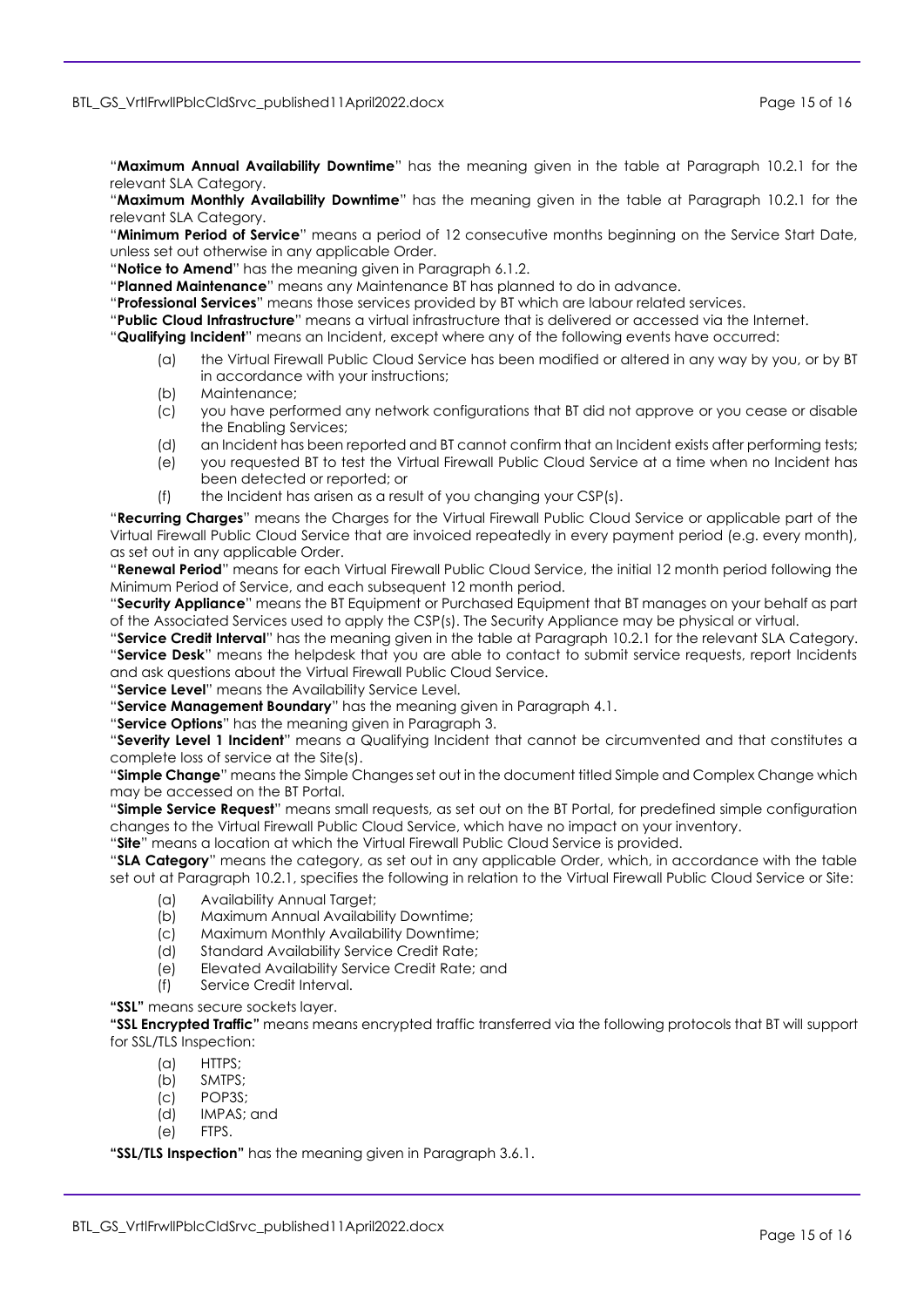"**Maximum Annual Availability Downtime**" has the meaning given in the table at Paragraph 10.2.1 for the relevant SLA Category.

"**Maximum Monthly Availability Downtime**" has the meaning given in the table at Paragraph 10.2.1 for the relevant SLA Category.

"**Minimum Period of Service**" means a period of 12 consecutive months beginning on the Service Start Date, unless set out otherwise in any applicable Order.

"**Notice to Amend**" has the meaning given in Paragraph 6.1.2.

"**Planned Maintenance**" means any Maintenance BT has planned to do in advance.

"**Professional Services**" means those services provided by BT which are labour related services.

"**Public Cloud Infrastructure**" means a virtual infrastructure that is delivered or accessed via the Internet.

"**Qualifying Incident**" means an Incident, except where any of the following events have occurred:

(a) the Virtual Firewall Public Cloud Service has been modified or altered in any way by you, or by BT in accordance with your instructions;
(b) Maintenance;
(c) you have performed any network configurations that BT did not approve or you cease or disable the Enabling Services;
(d) an Incident has been reported and BT cannot confirm that an Incident exists after performing tests;
(e) you requested BT to test the Virtual Firewall Public Cloud Service at a time when no Incident has been detected or reported; or
(f) the Incident has arisen as a result of you changing your CSP(s).

"**Recurring Charges**" means the Charges for the Virtual Firewall Public Cloud Service or applicable part of the Virtual Firewall Public Cloud Service that are invoiced repeatedly in every payment period (e.g. every month), as set out in any applicable Order.

"**Renewal Period**" means for each Virtual Firewall Public Cloud Service, the initial 12 month period following the Minimum Period of Service, and each subsequent 12 month period.

"**Security Appliance**" means the BT Equipment or Purchased Equipment that BT manages on your behalf as part of the Associated Services used to apply the CSP(s). The Security Appliance may be physical or virtual.

"**Service Credit Interval**" has the meaning given in the table at Paragraph 10.2.1 for the relevant SLA Category.

"**Service Desk**" means the helpdesk that you are able to contact to submit service requests, report Incidents and ask questions about the Virtual Firewall Public Cloud Service.

"**Service Level**" means the Availability Service Level.

"**Service Management Boundary**" has the meaning given in Paragraph 4.1.

"**Service Options**" has the meaning given in Paragraph 3.

"**Severity Level 1 Incident**" means a Qualifying Incident that cannot be circumvented and that constitutes a complete loss of service at the Site(s).

"**Simple Change**" means the Simple Changes set out in the document titled Simple and Complex Change which may be accessed on the BT Portal.

"**Simple Service Request**" means small requests, as set out on the BT Portal, for predefined simple configuration changes to the Virtual Firewall Public Cloud Service, which have no impact on your inventory.

"**Site**" means a location at which the Virtual Firewall Public Cloud Service is provided.

"**SLA Category**" means the category, as set out in any applicable Order, which, in accordance with the table set out at Paragraph 10.2.1, specifies the following in relation to the Virtual Firewall Public Cloud Service or Site:

(a) Availability Annual Target;
(b) Maximum Annual Availability Downtime;
(c) Maximum Monthly Availability Downtime;
(d) Standard Availability Service Credit Rate;
(e) Elevated Availability Service Credit Rate; and
(f) Service Credit Interval.

**"SSL"** means secure sockets layer.

**"SSL Encrypted Traffic"** means means encrypted traffic transferred via the following protocols that BT will support for SSL/TLS Inspection:

(a) HTTPS;
(b) SMTPS;
(c) POP3S;
(d) IMPAS; and
(e) FTPS.

**"SSL/TLS Inspection"** has the meaning given in Paragraph 3.6.1.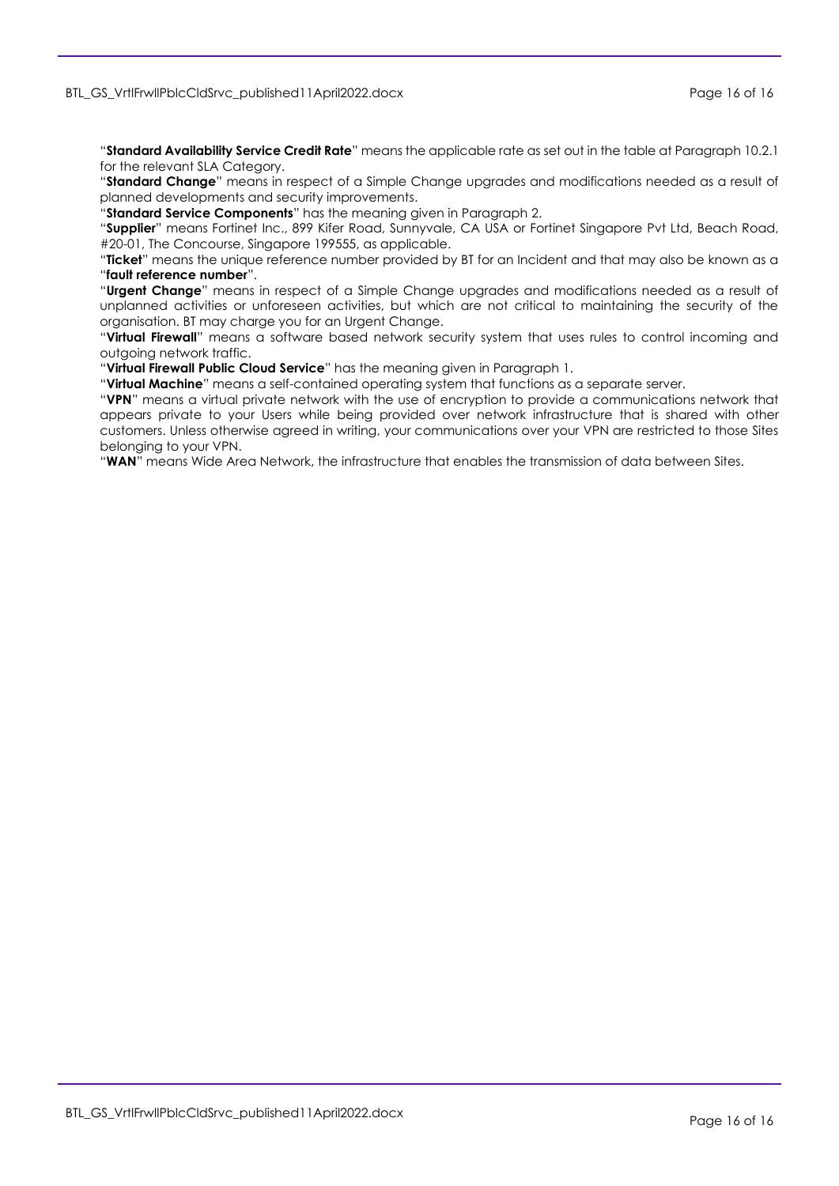"**Standard Availability Service Credit Rate**" means the applicable rate as set out in the table at Paragraph 10.2.1 for the relevant SLA Category.

"**Standard Change**" means in respect of a Simple Change upgrades and modifications needed as a result of planned developments and security improvements.

"**Standard Service Components**" has the meaning given in Paragraph 2.

"**Supplier**" means Fortinet Inc., 899 Kifer Road, Sunnyvale, CA USA or Fortinet Singapore Pvt Ltd, Beach Road, #20-01, The Concourse, Singapore 199555, as applicable.

"**Ticket**" means the unique reference number provided by BT for an Incident and that may also be known as a "**fault reference number**".

"**Urgent Change**" means in respect of a Simple Change upgrades and modifications needed as a result of unplanned activities or unforeseen activities, but which are not critical to maintaining the security of the organisation. BT may charge you for an Urgent Change.

"**Virtual Firewall**" means a software based network security system that uses rules to control incoming and outgoing network traffic.

"**Virtual Firewall Public Cloud Service**" has the meaning given in Paragraph 1.

"**Virtual Machine**" means a self-contained operating system that functions as a separate server.

"**VPN**" means a virtual private network with the use of encryption to provide a communications network that appears private to your Users while being provided over network infrastructure that is shared with other customers. Unless otherwise agreed in writing, your communications over your VPN are restricted to those Sites belonging to your VPN.

"**WAN**" means Wide Area Network, the infrastructure that enables the transmission of data between Sites.